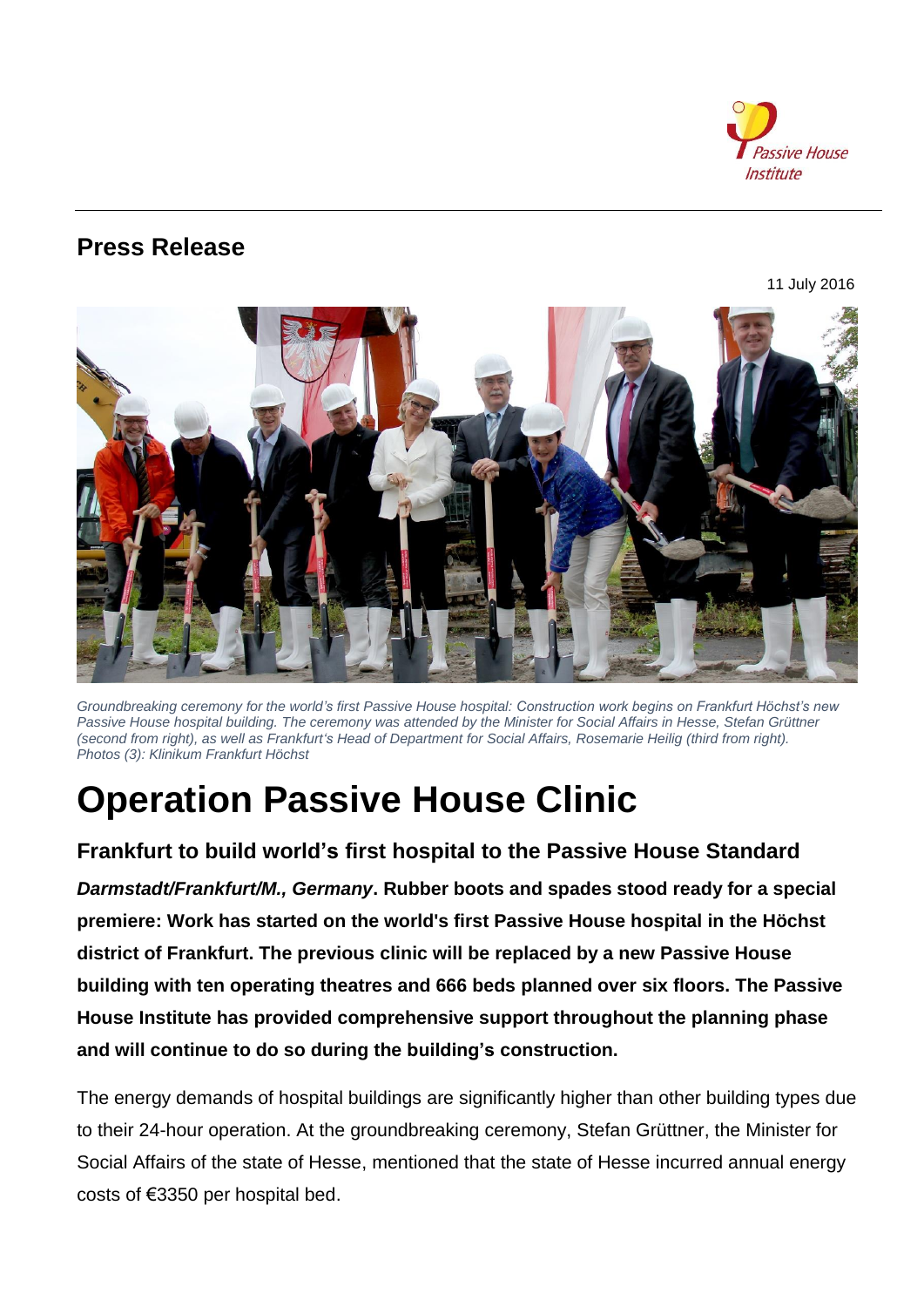## Press Release

11 July 2016

*Groundbreaking ceremony for the world's first Passive House hospital: Construction work begins on Frankfurt Höchst's new Passive House hospital building. The ceremony was attended by the Minister for Social Affairs in Hesse, Stefan Grüttner (second from right), as well as Frankfurt's Head of Department for Social Affairs, Rosemarie Heilig (third from right). Photos (3): Klinikum Frankfurt Höchst*

# Operation Passive House Clinic

### Frankfurt to build world's first hospital to the Passive House Standard

***Darmstadt/Frankfurt/M., Germany*. Rubber boots and spades stood ready for a special premiere: Work has started on the world's first Passive House hospital in the Höchst district of Frankfurt. The previous clinic will be replaced by a new Passive House building with ten operating theatres and 666 beds planned over six floors. The Passive House Institute has provided comprehensive support throughout the planning phase and will continue to do so during the building's construction.**

The energy demands of hospital buildings are significantly higher than other building types due to their 24-hour operation. At the groundbreaking ceremony, Stefan Grüttner, the Minister for Social Affairs of the state of Hesse, mentioned that the state of Hesse incurred annual energy costs of €3350 per hospital bed.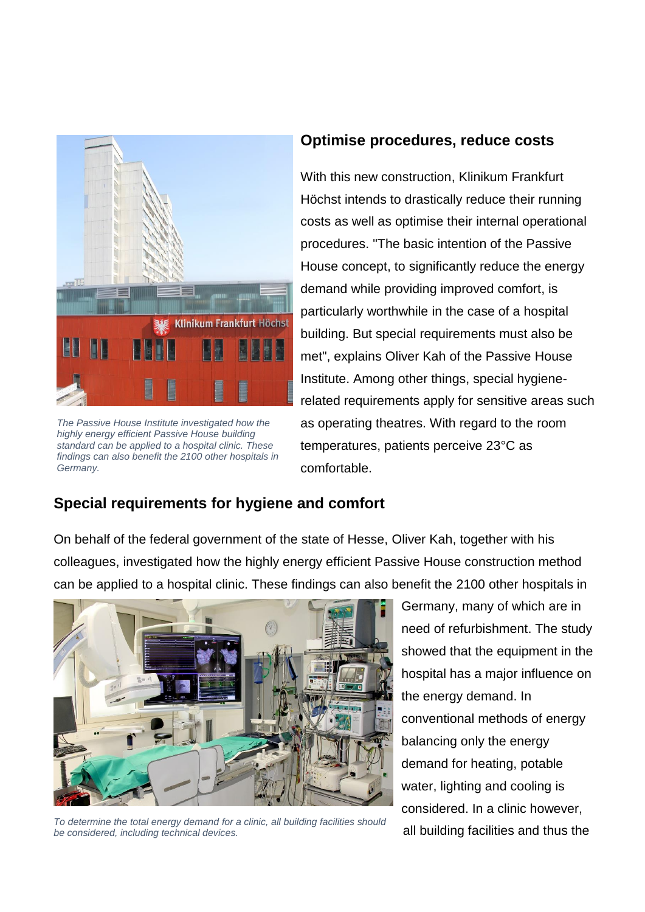The Passive House Institute investigated how the highly energy efficient Passive House building standard can be applied to a hospital clinic. These findings can also benefit the 2100 other hospitals in Germany.

## Optimise procedures, reduce costs

With this new construction, Klinikum Frankfurt Höchst intends to drastically reduce their running costs as well as optimise their internal operational procedures. "The basic intention of the Passive House concept, to significantly reduce the energy demand while providing improved comfort, is particularly worthwhile in the case of a hospital building. But special requirements must also be met", explains Oliver Kah of the Passive House Institute. Among other things, special hygiene-related requirements apply for sensitive areas such as operating theatres. With regard to the room temperatures, patients perceive 23°C as comfortable.

## Special requirements for hygiene and comfort

On behalf of the federal government of the state of Hesse, Oliver Kah, together with his colleagues, investigated how the highly energy efficient Passive House construction method can be applied to a hospital clinic. These findings can also benefit the 2100 other hospitals in Germany, many of which are in need of refurbishment. The study showed that the equipment in the hospital has a major influence on the energy demand. In conventional methods of energy balancing only the energy demand for heating, potable water, lighting and cooling is considered. In a clinic however, all building facilities and thus the

To determine the total energy demand for a clinic, all building facilities should be considered, including technical devices.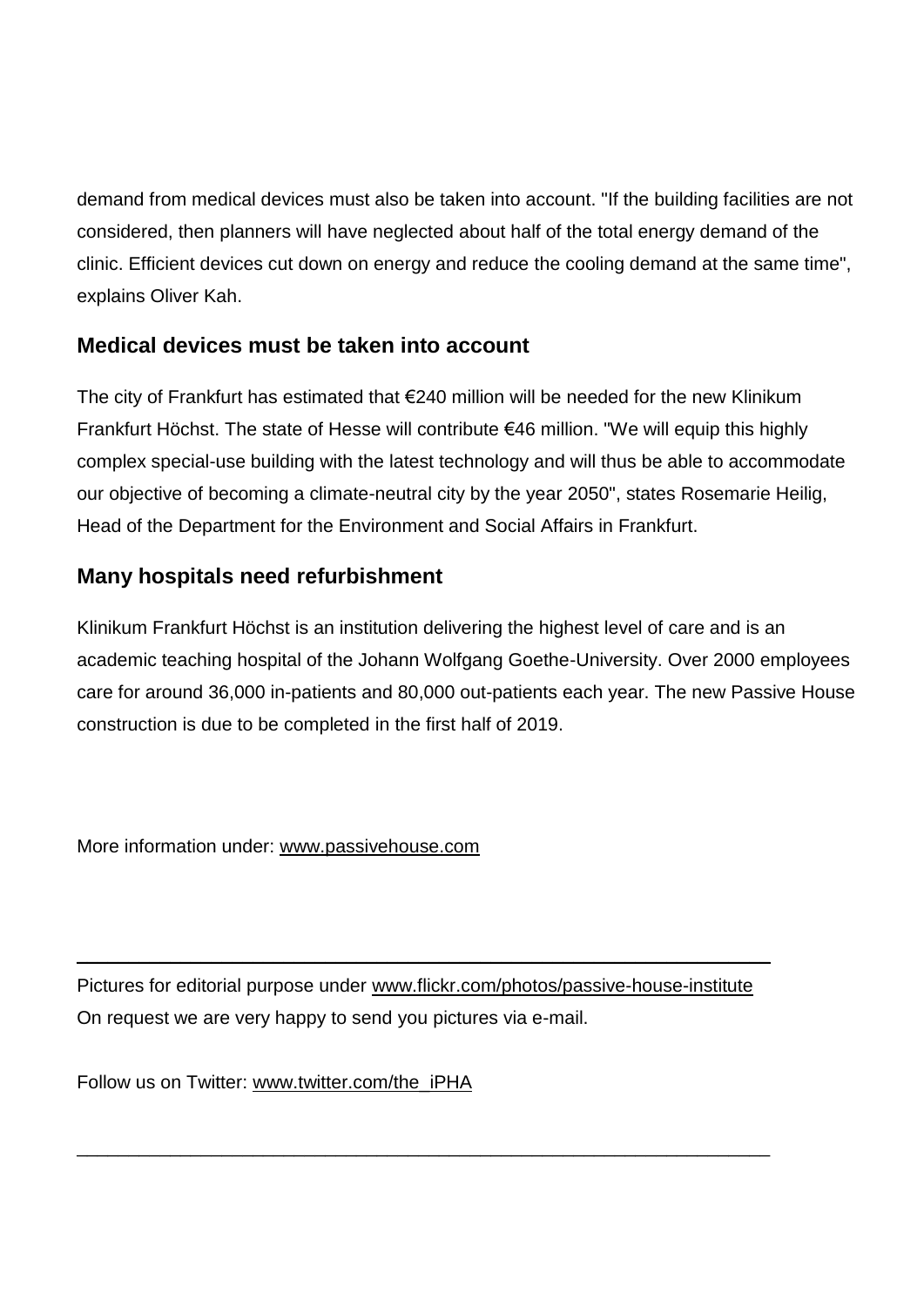demand from medical devices must also be taken into account. "If the building facilities are not considered, then planners will have neglected about half of the total energy demand of the clinic. Efficient devices cut down on energy and reduce the cooling demand at the same time", explains Oliver Kah.

## Medical devices must be taken into account

The city of Frankfurt has estimated that €240 million will be needed for the new Klinikum Frankfurt Höchst. The state of Hesse will contribute €46 million. "We will equip this highly complex special-use building with the latest technology and will thus be able to accommodate our objective of becoming a climate-neutral city by the year 2050", states Rosemarie Heilig, Head of the Department for the Environment and Social Affairs in Frankfurt.

## Many hospitals need refurbishment

Klinikum Frankfurt Höchst is an institution delivering the highest level of care and is an academic teaching hospital of the Johann Wolfgang Goethe-University. Over 2000 employees care for around 36,000 in-patients and 80,000 out-patients each year. The new Passive House construction is due to be completed in the first half of 2019.

More information under: www.passivehouse.com

---

Pictures for editorial purpose under www.flickr.com/photos/passive-house-institute
On request we are very happy to send you pictures via e-mail.

Follow us on Twitter: www.twitter.com/the_iPHA

---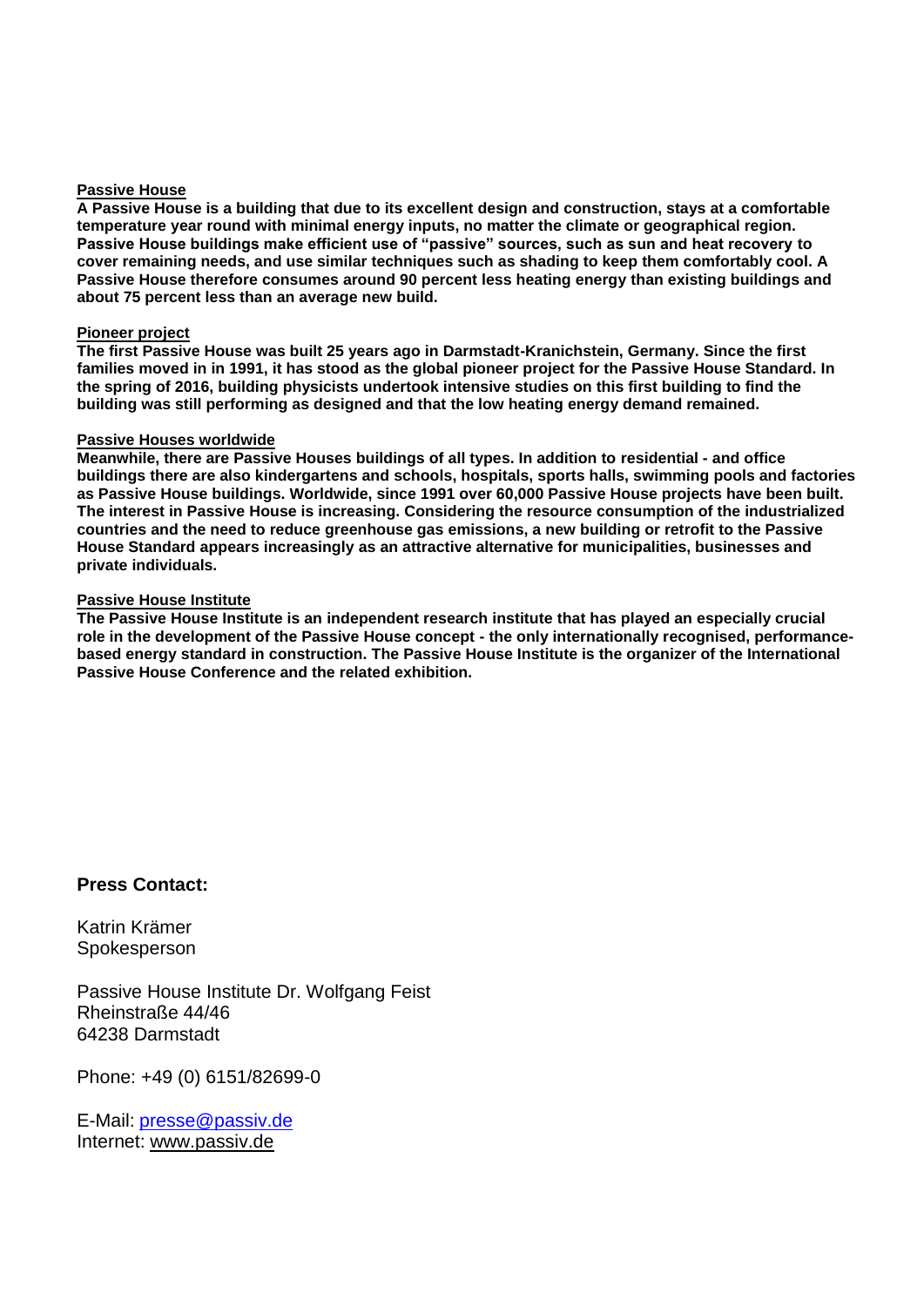**Passive House**

**A Passive House is a building that due to its excellent design and construction, stays at a comfortable temperature year round with minimal energy inputs, no matter the climate or geographical region. Passive House buildings make efficient use of "passive" sources, such as sun and heat recovery to cover remaining needs, and use similar techniques such as shading to keep them comfortably cool. A Passive House therefore consumes around 90 percent less heating energy than existing buildings and about 75 percent less than an average new build.**

**Pioneer project**

**The first Passive House was built 25 years ago in Darmstadt-Kranichstein, Germany. Since the first families moved in in 1991, it has stood as the global pioneer project for the Passive House Standard. In the spring of 2016, building physicists undertook intensive studies on this first building to find the building was still performing as designed and that the low heating energy demand remained.**

**Passive Houses worldwide**

**Meanwhile, there are Passive Houses buildings of all types. In addition to residential - and office buildings there are also kindergartens and schools, hospitals, sports halls, swimming pools and factories as Passive House buildings. Worldwide, since 1991 over 60,000 Passive House projects have been built. The interest in Passive House is increasing. Considering the resource consumption of the industrialized countries and the need to reduce greenhouse gas emissions, a new building or retrofit to the Passive House Standard appears increasingly as an attractive alternative for municipalities, businesses and private individuals.**

**Passive House Institute**

**The Passive House Institute is an independent research institute that has played an especially crucial role in the development of the Passive House concept - the only internationally recognised, performance-based energy standard in construction. The Passive House Institute is the organizer of the International Passive House Conference and the related exhibition.**

## Press Contact:

Katrin Krämer
Spokesperson

Passive House Institute Dr. Wolfgang Feist
Rheinstraße 44/46
64238 Darmstadt

Phone: +49 (0) 6151/82699-0

E-Mail: presse@passiv.de
Internet: www.passiv.de